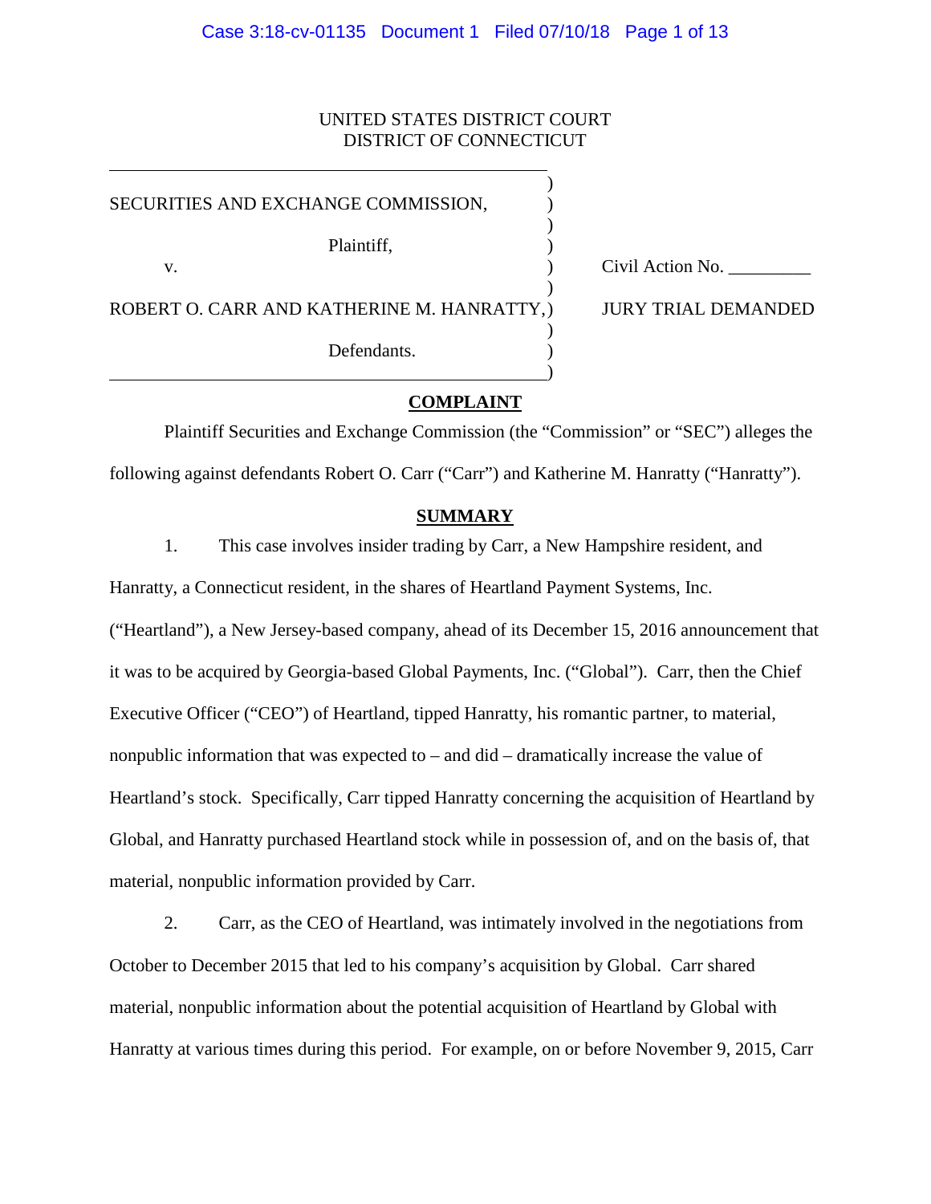UNITED STATES DISTRICT COURT
DISTRICT OF CONNECTICUT

SECURITIES AND EXCHANGE COMMISSION,

Plaintiff,

v.

ROBERT O. CARR AND KATHERINE M. HANRATTY,

Defendants.

Civil Action No. _________

JURY TRIAL DEMANDED

## COMPLAINT

Plaintiff Securities and Exchange Commission (the "Commission" or "SEC") alleges the following against defendants Robert O. Carr ("Carr") and Katherine M. Hanratty ("Hanratty").

## SUMMARY

1. This case involves insider trading by Carr, a New Hampshire resident, and Hanratty, a Connecticut resident, in the shares of Heartland Payment Systems, Inc. ("Heartland"), a New Jersey-based company, ahead of its December 15, 2016 announcement that it was to be acquired by Georgia-based Global Payments, Inc. ("Global"). Carr, then the Chief Executive Officer ("CEO") of Heartland, tipped Hanratty, his romantic partner, to material, nonpublic information that was expected to – and did – dramatically increase the value of Heartland's stock. Specifically, Carr tipped Hanratty concerning the acquisition of Heartland by Global, and Hanratty purchased Heartland stock while in possession of, and on the basis of, that material, nonpublic information provided by Carr.

2. Carr, as the CEO of Heartland, was intimately involved in the negotiations from October to December 2015 that led to his company's acquisition by Global. Carr shared material, nonpublic information about the potential acquisition of Heartland by Global with Hanratty at various times during this period. For example, on or before November 9, 2015, Carr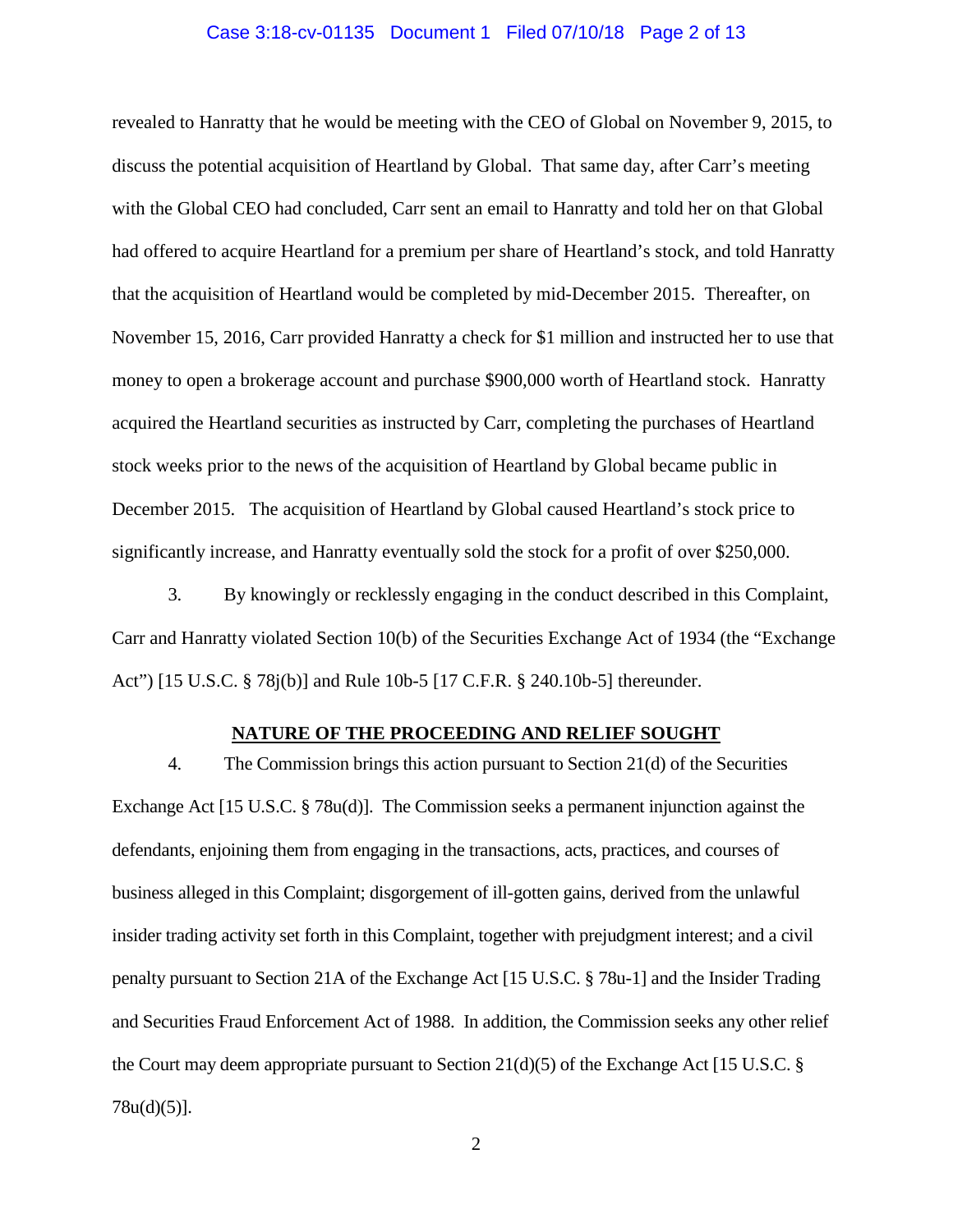revealed to Hanratty that he would be meeting with the CEO of Global on November 9, 2015, to discuss the potential acquisition of Heartland by Global. That same day, after Carr's meeting with the Global CEO had concluded, Carr sent an email to Hanratty and told her on that Global had offered to acquire Heartland for a premium per share of Heartland's stock, and told Hanratty that the acquisition of Heartland would be completed by mid-December 2015. Thereafter, on November 15, 2016, Carr provided Hanratty a check for $1 million and instructed her to use that money to open a brokerage account and purchase $900,000 worth of Heartland stock. Hanratty acquired the Heartland securities as instructed by Carr, completing the purchases of Heartland stock weeks prior to the news of the acquisition of Heartland by Global became public in December 2015. The acquisition of Heartland by Global caused Heartland's stock price to significantly increase, and Hanratty eventually sold the stock for a profit of over $250,000.

3. By knowingly or recklessly engaging in the conduct described in this Complaint, Carr and Hanratty violated Section 10(b) of the Securities Exchange Act of 1934 (the "Exchange Act") [15 U.S.C. § 78j(b)] and Rule 10b-5 [17 C.F.R. § 240.10b-5] thereunder.

## NATURE OF THE PROCEEDING AND RELIEF SOUGHT

4. The Commission brings this action pursuant to Section 21(d) of the Securities Exchange Act [15 U.S.C. § 78u(d)]. The Commission seeks a permanent injunction against the defendants, enjoining them from engaging in the transactions, acts, practices, and courses of business alleged in this Complaint; disgorgement of ill-gotten gains, derived from the unlawful insider trading activity set forth in this Complaint, together with prejudgment interest; and a civil penalty pursuant to Section 21A of the Exchange Act [15 U.S.C. § 78u-1] and the Insider Trading and Securities Fraud Enforcement Act of 1988. In addition, the Commission seeks any other relief the Court may deem appropriate pursuant to Section 21(d)(5) of the Exchange Act [15 U.S.C. § 78u(d)(5)].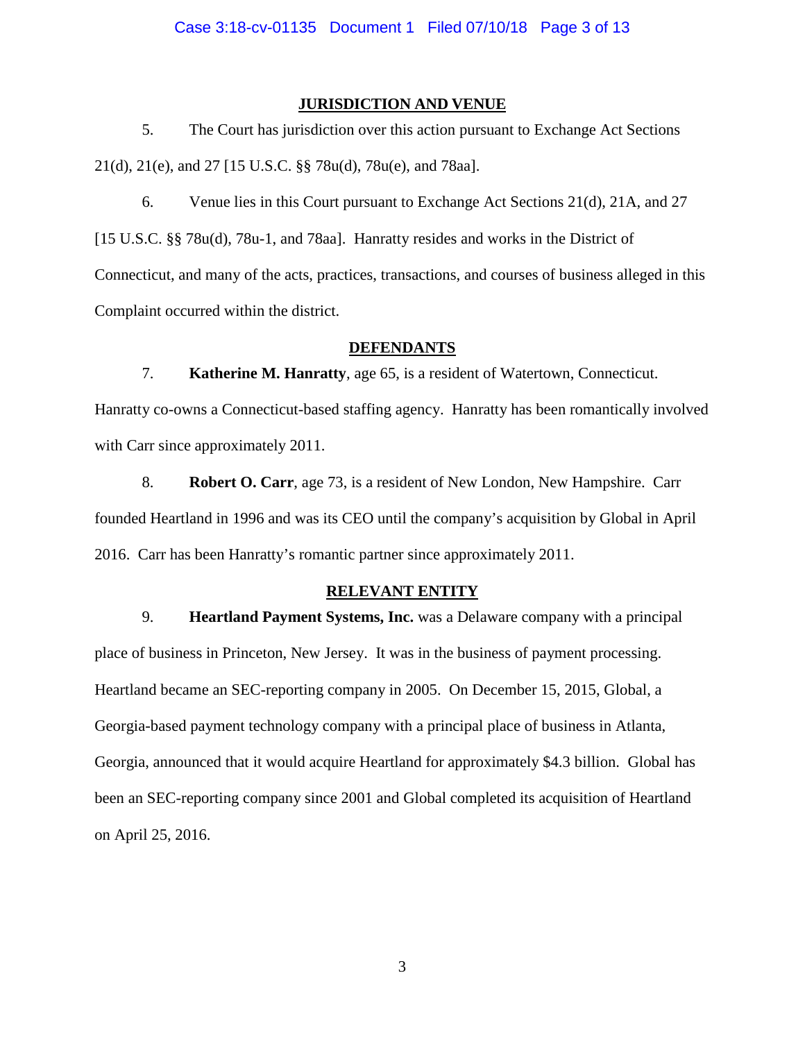## JURISDICTION AND VENUE

5. The Court has jurisdiction over this action pursuant to Exchange Act Sections 21(d), 21(e), and 27 [15 U.S.C. §§ 78u(d), 78u(e), and 78aa].

6. Venue lies in this Court pursuant to Exchange Act Sections 21(d), 21A, and 27 [15 U.S.C. §§ 78u(d), 78u-1, and 78aa]. Hanratty resides and works in the District of Connecticut, and many of the acts, practices, transactions, and courses of business alleged in this Complaint occurred within the district.

## DEFENDANTS

7. **Katherine M. Hanratty**, age 65, is a resident of Watertown, Connecticut. Hanratty co-owns a Connecticut-based staffing agency. Hanratty has been romantically involved with Carr since approximately 2011.

8. **Robert O. Carr**, age 73, is a resident of New London, New Hampshire. Carr founded Heartland in 1996 and was its CEO until the company's acquisition by Global in April 2016. Carr has been Hanratty's romantic partner since approximately 2011.

## RELEVANT ENTITY

9. **Heartland Payment Systems, Inc.** was a Delaware company with a principal place of business in Princeton, New Jersey. It was in the business of payment processing. Heartland became an SEC-reporting company in 2005. On December 15, 2015, Global, a Georgia-based payment technology company with a principal place of business in Atlanta, Georgia, announced that it would acquire Heartland for approximately $4.3 billion. Global has been an SEC-reporting company since 2001 and Global completed its acquisition of Heartland on April 25, 2016.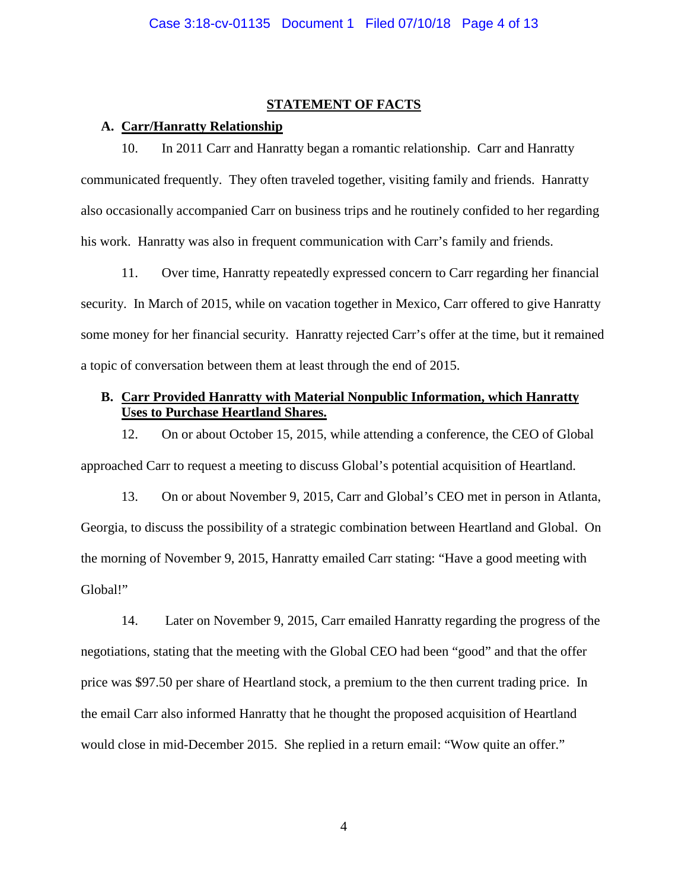## STATEMENT OF FACTS

### A. Carr/Hanratty Relationship

10. In 2011 Carr and Hanratty began a romantic relationship. Carr and Hanratty communicated frequently. They often traveled together, visiting family and friends. Hanratty also occasionally accompanied Carr on business trips and he routinely confided to her regarding his work. Hanratty was also in frequent communication with Carr's family and friends.

11. Over time, Hanratty repeatedly expressed concern to Carr regarding her financial security. In March of 2015, while on vacation together in Mexico, Carr offered to give Hanratty some money for her financial security. Hanratty rejected Carr's offer at the time, but it remained a topic of conversation between them at least through the end of 2015.

### B. Carr Provided Hanratty with Material Nonpublic Information, which Hanratty Uses to Purchase Heartland Shares.

12. On or about October 15, 2015, while attending a conference, the CEO of Global approached Carr to request a meeting to discuss Global's potential acquisition of Heartland.

13. On or about November 9, 2015, Carr and Global's CEO met in person in Atlanta, Georgia, to discuss the possibility of a strategic combination between Heartland and Global. On the morning of November 9, 2015, Hanratty emailed Carr stating: "Have a good meeting with Global!"

14. Later on November 9, 2015, Carr emailed Hanratty regarding the progress of the negotiations, stating that the meeting with the Global CEO had been "good" and that the offer price was $97.50 per share of Heartland stock, a premium to the then current trading price. In the email Carr also informed Hanratty that he thought the proposed acquisition of Heartland would close in mid-December 2015. She replied in a return email: "Wow quite an offer."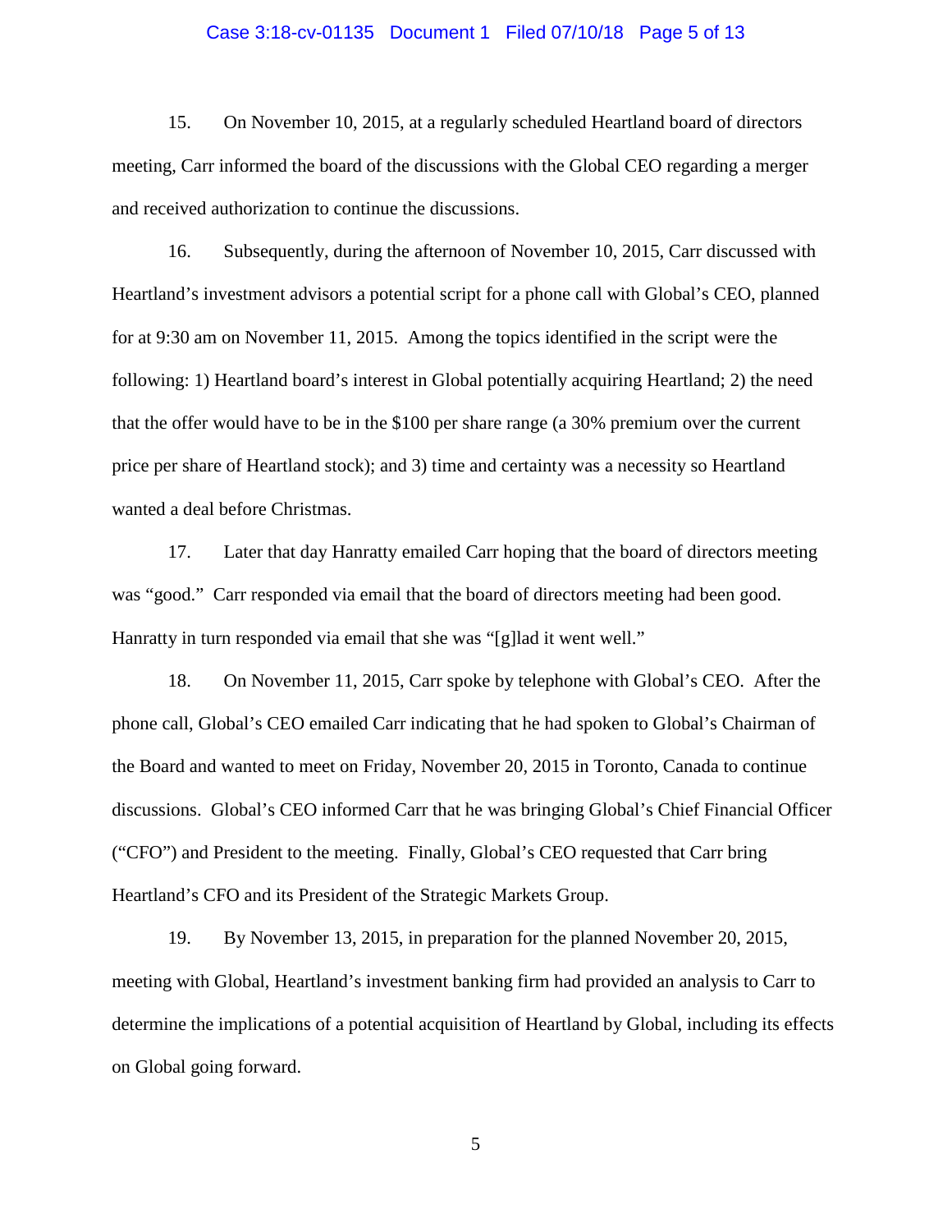15. On November 10, 2015, at a regularly scheduled Heartland board of directors meeting, Carr informed the board of the discussions with the Global CEO regarding a merger and received authorization to continue the discussions.

16. Subsequently, during the afternoon of November 10, 2015, Carr discussed with Heartland's investment advisors a potential script for a phone call with Global's CEO, planned for at 9:30 am on November 11, 2015. Among the topics identified in the script were the following: 1) Heartland board's interest in Global potentially acquiring Heartland; 2) the need that the offer would have to be in the $100 per share range (a 30% premium over the current price per share of Heartland stock); and 3) time and certainty was a necessity so Heartland wanted a deal before Christmas.

17. Later that day Hanratty emailed Carr hoping that the board of directors meeting was "good." Carr responded via email that the board of directors meeting had been good. Hanratty in turn responded via email that she was "[g]lad it went well."

18. On November 11, 2015, Carr spoke by telephone with Global's CEO. After the phone call, Global's CEO emailed Carr indicating that he had spoken to Global's Chairman of the Board and wanted to meet on Friday, November 20, 2015 in Toronto, Canada to continue discussions. Global's CEO informed Carr that he was bringing Global's Chief Financial Officer ("CFO") and President to the meeting. Finally, Global's CEO requested that Carr bring Heartland's CFO and its President of the Strategic Markets Group.

19. By November 13, 2015, in preparation for the planned November 20, 2015, meeting with Global, Heartland's investment banking firm had provided an analysis to Carr to determine the implications of a potential acquisition of Heartland by Global, including its effects on Global going forward.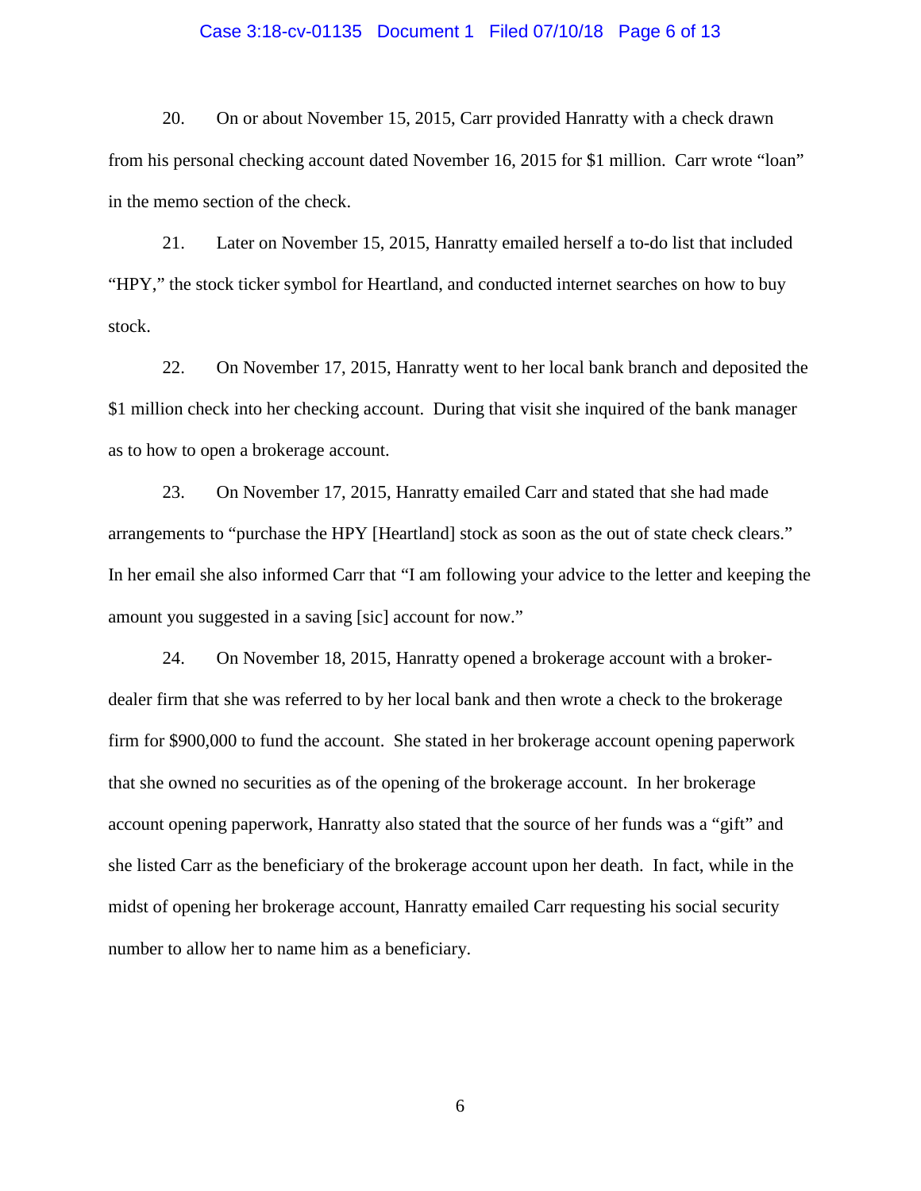20. On or about November 15, 2015, Carr provided Hanratty with a check drawn from his personal checking account dated November 16, 2015 for $1 million. Carr wrote "loan" in the memo section of the check.

21. Later on November 15, 2015, Hanratty emailed herself a to-do list that included "HPY," the stock ticker symbol for Heartland, and conducted internet searches on how to buy stock.

22. On November 17, 2015, Hanratty went to her local bank branch and deposited the $1 million check into her checking account. During that visit she inquired of the bank manager as to how to open a brokerage account.

23. On November 17, 2015, Hanratty emailed Carr and stated that she had made arrangements to "purchase the HPY [Heartland] stock as soon as the out of state check clears." In her email she also informed Carr that "I am following your advice to the letter and keeping the amount you suggested in a saving [sic] account for now."

24. On November 18, 2015, Hanratty opened a brokerage account with a broker-dealer firm that she was referred to by her local bank and then wrote a check to the brokerage firm for $900,000 to fund the account. She stated in her brokerage account opening paperwork that she owned no securities as of the opening of the brokerage account. In her brokerage account opening paperwork, Hanratty also stated that the source of her funds was a "gift" and she listed Carr as the beneficiary of the brokerage account upon her death. In fact, while in the midst of opening her brokerage account, Hanratty emailed Carr requesting his social security number to allow her to name him as a beneficiary.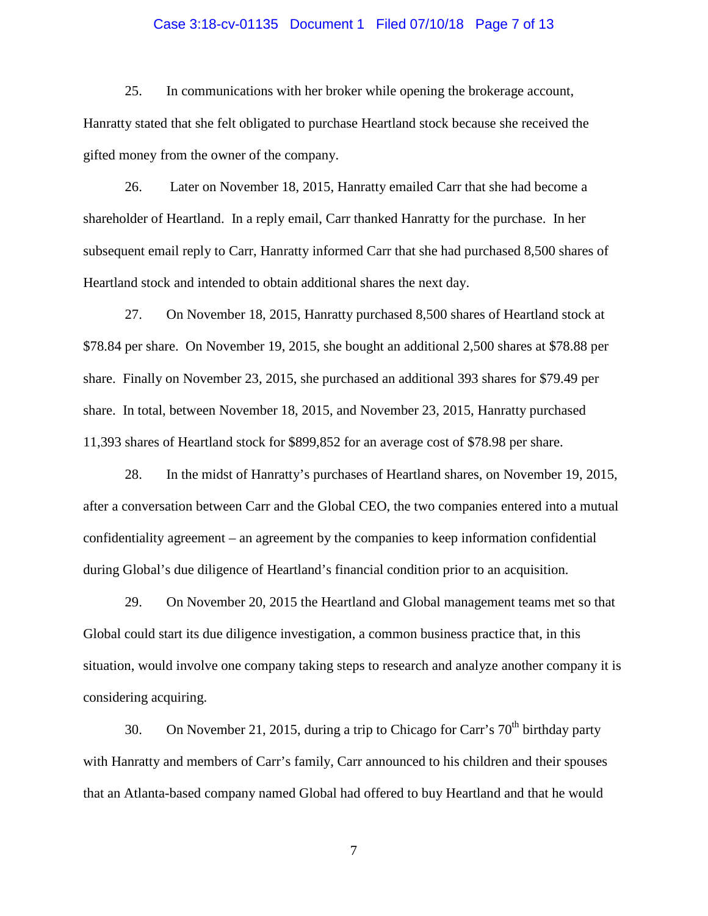25. In communications with her broker while opening the brokerage account, Hanratty stated that she felt obligated to purchase Heartland stock because she received the gifted money from the owner of the company.

26. Later on November 18, 2015, Hanratty emailed Carr that she had become a shareholder of Heartland. In a reply email, Carr thanked Hanratty for the purchase. In her subsequent email reply to Carr, Hanratty informed Carr that she had purchased 8,500 shares of Heartland stock and intended to obtain additional shares the next day.

27. On November 18, 2015, Hanratty purchased 8,500 shares of Heartland stock at $78.84 per share. On November 19, 2015, she bought an additional 2,500 shares at $78.88 per share. Finally on November 23, 2015, she purchased an additional 393 shares for $79.49 per share. In total, between November 18, 2015, and November 23, 2015, Hanratty purchased 11,393 shares of Heartland stock for $899,852 for an average cost of $78.98 per share.

28. In the midst of Hanratty's purchases of Heartland shares, on November 19, 2015, after a conversation between Carr and the Global CEO, the two companies entered into a mutual confidentiality agreement – an agreement by the companies to keep information confidential during Global's due diligence of Heartland's financial condition prior to an acquisition.

29. On November 20, 2015 the Heartland and Global management teams met so that Global could start its due diligence investigation, a common business practice that, in this situation, would involve one company taking steps to research and analyze another company it is considering acquiring.

30. On November 21, 2015, during a trip to Chicago for Carr's 70th birthday party with Hanratty and members of Carr's family, Carr announced to his children and their spouses that an Atlanta-based company named Global had offered to buy Heartland and that he would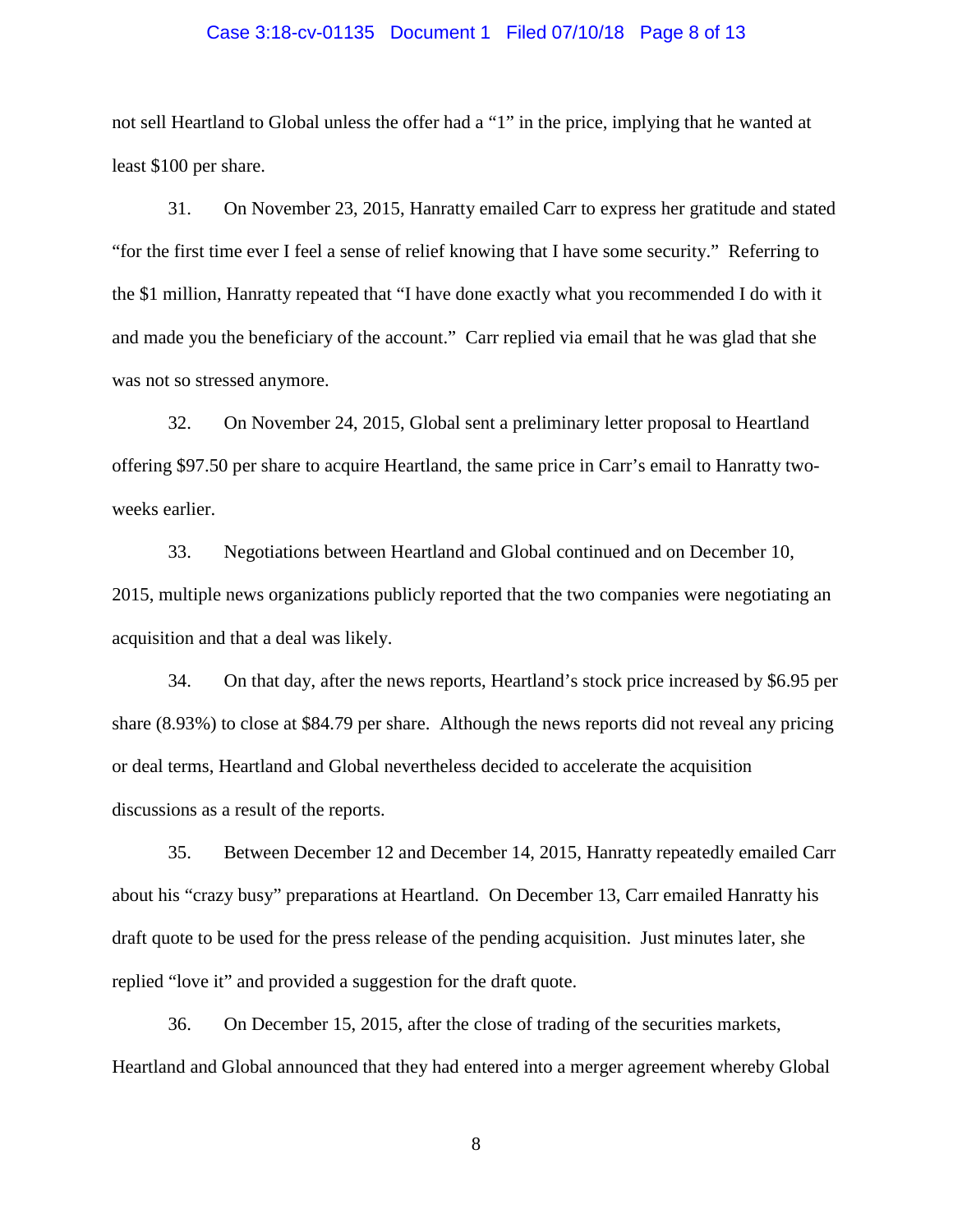not sell Heartland to Global unless the offer had a "1" in the price, implying that he wanted at least $100 per share.

31. On November 23, 2015, Hanratty emailed Carr to express her gratitude and stated "for the first time ever I feel a sense of relief knowing that I have some security." Referring to the $1 million, Hanratty repeated that "I have done exactly what you recommended I do with it and made you the beneficiary of the account." Carr replied via email that he was glad that she was not so stressed anymore.

32. On November 24, 2015, Global sent a preliminary letter proposal to Heartland offering $97.50 per share to acquire Heartland, the same price in Carr's email to Hanratty two-weeks earlier.

33. Negotiations between Heartland and Global continued and on December 10, 2015, multiple news organizations publicly reported that the two companies were negotiating an acquisition and that a deal was likely.

34. On that day, after the news reports, Heartland's stock price increased by $6.95 per share (8.93%) to close at $84.79 per share. Although the news reports did not reveal any pricing or deal terms, Heartland and Global nevertheless decided to accelerate the acquisition discussions as a result of the reports.

35. Between December 12 and December 14, 2015, Hanratty repeatedly emailed Carr about his "crazy busy" preparations at Heartland. On December 13, Carr emailed Hanratty his draft quote to be used for the press release of the pending acquisition. Just minutes later, she replied "love it" and provided a suggestion for the draft quote.

36. On December 15, 2015, after the close of trading of the securities markets, Heartland and Global announced that they had entered into a merger agreement whereby Global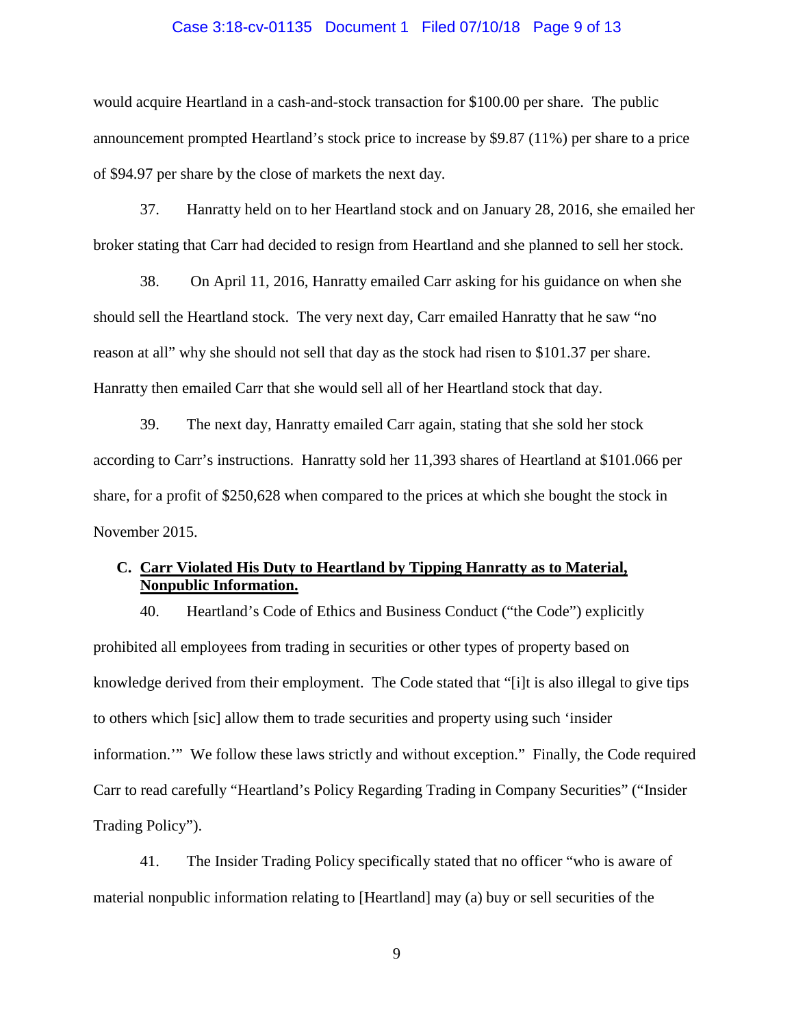would acquire Heartland in a cash-and-stock transaction for $100.00 per share. The public announcement prompted Heartland's stock price to increase by $9.87 (11%) per share to a price of $94.97 per share by the close of markets the next day.

37. Hanratty held on to her Heartland stock and on January 28, 2016, she emailed her broker stating that Carr had decided to resign from Heartland and she planned to sell her stock.

38. On April 11, 2016, Hanratty emailed Carr asking for his guidance on when she should sell the Heartland stock. The very next day, Carr emailed Hanratty that he saw "no reason at all" why she should not sell that day as the stock had risen to $101.37 per share. Hanratty then emailed Carr that she would sell all of her Heartland stock that day.

39. The next day, Hanratty emailed Carr again, stating that she sold her stock according to Carr's instructions. Hanratty sold her 11,393 shares of Heartland at $101.066 per share, for a profit of $250,628 when compared to the prices at which she bought the stock in November 2015.

### C. <u>Carr Violated His Duty to Heartland by Tipping Hanratty as to Material, Nonpublic Information.</u>

40. Heartland's Code of Ethics and Business Conduct ("the Code") explicitly prohibited all employees from trading in securities or other types of property based on knowledge derived from their employment. The Code stated that "[i]t is also illegal to give tips to others which [sic] allow them to trade securities and property using such 'insider information.'" We follow these laws strictly and without exception." Finally, the Code required Carr to read carefully "Heartland's Policy Regarding Trading in Company Securities" ("Insider Trading Policy").

41. The Insider Trading Policy specifically stated that no officer "who is aware of material nonpublic information relating to [Heartland] may (a) buy or sell securities of the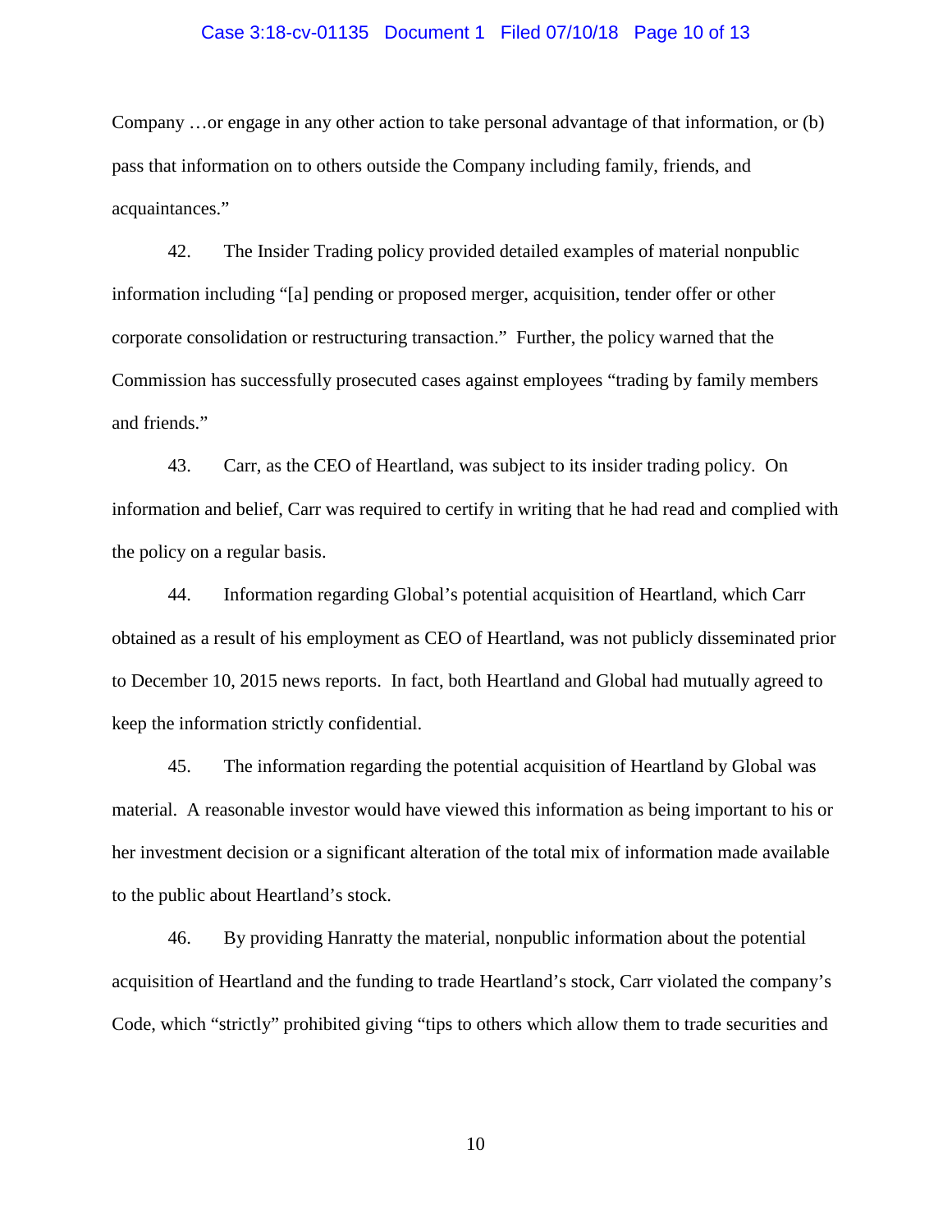Company …or engage in any other action to take personal advantage of that information, or (b) pass that information on to others outside the Company including family, friends, and acquaintances."

42. The Insider Trading policy provided detailed examples of material nonpublic information including "[a] pending or proposed merger, acquisition, tender offer or other corporate consolidation or restructuring transaction." Further, the policy warned that the Commission has successfully prosecuted cases against employees "trading by family members and friends."

43. Carr, as the CEO of Heartland, was subject to its insider trading policy. On information and belief, Carr was required to certify in writing that he had read and complied with the policy on a regular basis.

44. Information regarding Global's potential acquisition of Heartland, which Carr obtained as a result of his employment as CEO of Heartland, was not publicly disseminated prior to December 10, 2015 news reports. In fact, both Heartland and Global had mutually agreed to keep the information strictly confidential.

45. The information regarding the potential acquisition of Heartland by Global was material. A reasonable investor would have viewed this information as being important to his or her investment decision or a significant alteration of the total mix of information made available to the public about Heartland's stock.

46. By providing Hanratty the material, nonpublic information about the potential acquisition of Heartland and the funding to trade Heartland's stock, Carr violated the company's Code, which "strictly" prohibited giving "tips to others which allow them to trade securities and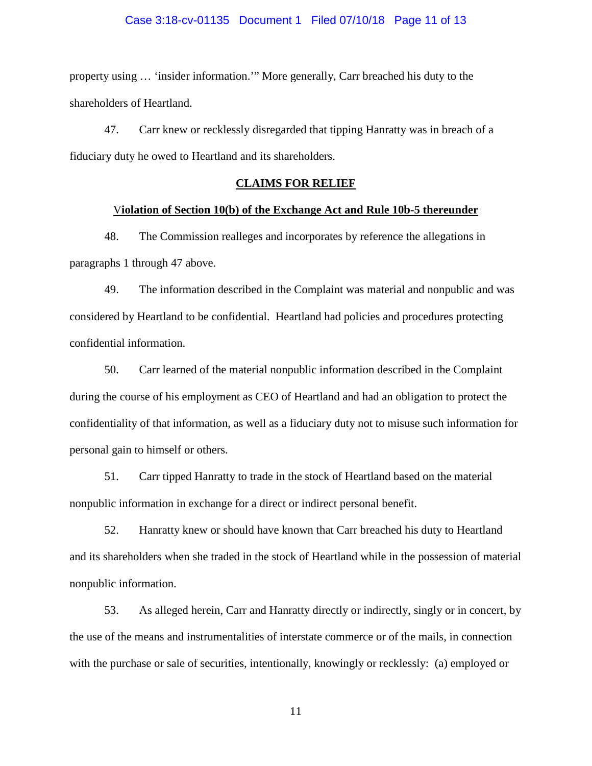property using … 'insider information.'" More generally, Carr breached his duty to the shareholders of Heartland.

47. Carr knew or recklessly disregarded that tipping Hanratty was in breach of a fiduciary duty he owed to Heartland and its shareholders.

## CLAIMS FOR RELIEF

### Violation of Section 10(b) of the Exchange Act and Rule 10b-5 thereunder

48. The Commission realleges and incorporates by reference the allegations in paragraphs 1 through 47 above.

49. The information described in the Complaint was material and nonpublic and was considered by Heartland to be confidential. Heartland had policies and procedures protecting confidential information.

50. Carr learned of the material nonpublic information described in the Complaint during the course of his employment as CEO of Heartland and had an obligation to protect the confidentiality of that information, as well as a fiduciary duty not to misuse such information for personal gain to himself or others.

51. Carr tipped Hanratty to trade in the stock of Heartland based on the material nonpublic information in exchange for a direct or indirect personal benefit.

52. Hanratty knew or should have known that Carr breached his duty to Heartland and its shareholders when she traded in the stock of Heartland while in the possession of material nonpublic information.

53. As alleged herein, Carr and Hanratty directly or indirectly, singly or in concert, by the use of the means and instrumentalities of interstate commerce or of the mails, in connection with the purchase or sale of securities, intentionally, knowingly or recklessly: (a) employed or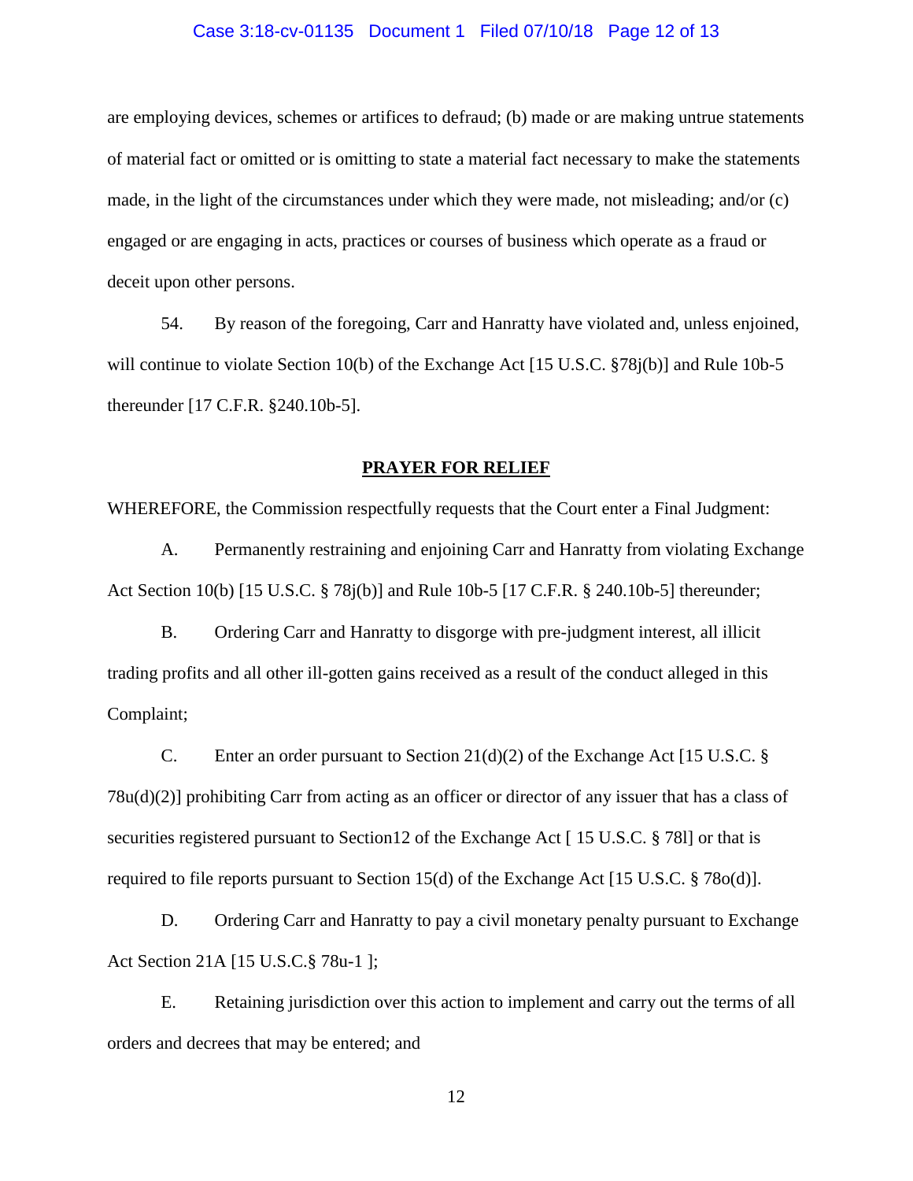are employing devices, schemes or artifices to defraud; (b) made or are making untrue statements of material fact or omitted or is omitting to state a material fact necessary to make the statements made, in the light of the circumstances under which they were made, not misleading; and/or (c) engaged or are engaging in acts, practices or courses of business which operate as a fraud or deceit upon other persons.

54. By reason of the foregoing, Carr and Hanratty have violated and, unless enjoined, will continue to violate Section 10(b) of the Exchange Act [15 U.S.C. §78j(b)] and Rule 10b-5 thereunder [17 C.F.R. §240.10b-5].

## PRAYER FOR RELIEF

WHEREFORE, the Commission respectfully requests that the Court enter a Final Judgment:

A. Permanently restraining and enjoining Carr and Hanratty from violating Exchange Act Section 10(b) [15 U.S.C. § 78j(b)] and Rule 10b-5 [17 C.F.R. § 240.10b-5] thereunder;

B. Ordering Carr and Hanratty to disgorge with pre-judgment interest, all illicit trading profits and all other ill-gotten gains received as a result of the conduct alleged in this Complaint;

C. Enter an order pursuant to Section 21(d)(2) of the Exchange Act [15 U.S.C. § 78u(d)(2)] prohibiting Carr from acting as an officer or director of any issuer that has a class of securities registered pursuant to Section12 of the Exchange Act [ 15 U.S.C. § 78l] or that is required to file reports pursuant to Section 15(d) of the Exchange Act [15 U.S.C. § 78o(d)].

D. Ordering Carr and Hanratty to pay a civil monetary penalty pursuant to Exchange Act Section 21A [15 U.S.C.§ 78u-1 ];

E. Retaining jurisdiction over this action to implement and carry out the terms of all orders and decrees that may be entered; and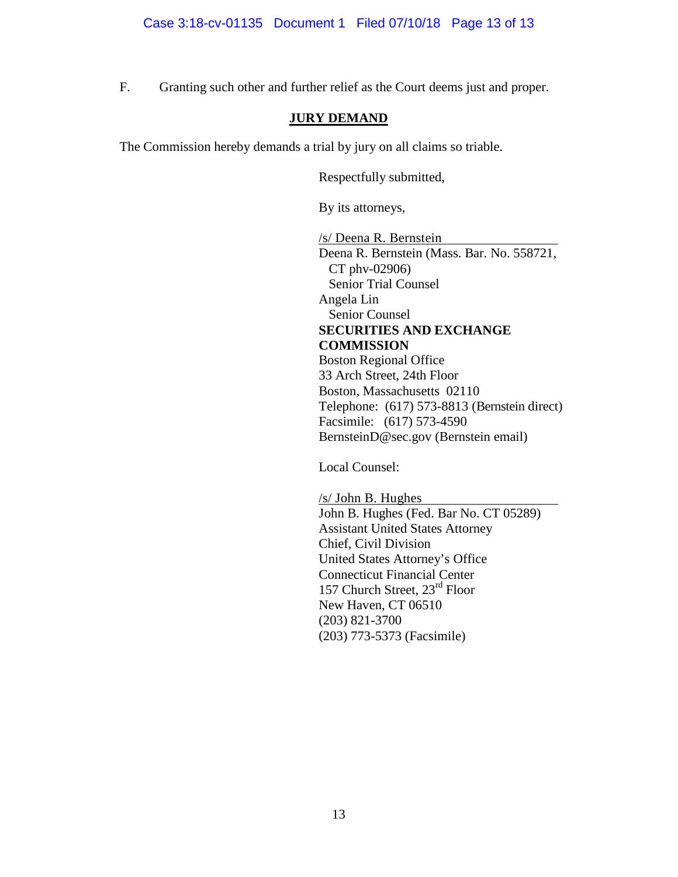F. Granting such other and further relief as the Court deems just and proper.

## JURY DEMAND

The Commission hereby demands a trial by jury on all claims so triable.

Respectfully submitted,

By its attorneys,

/s/ Deena R. Bernstein  
Deena R. Bernstein (Mass. Bar. No. 558721, CT phv-02906)  
Senior Trial Counsel  
Angela Lin  
Senior Counsel  
**SECURITIES AND EXCHANGE COMMISSION**  
Boston Regional Office  
33 Arch Street, 24th Floor  
Boston, Massachusetts 02110  
Telephone: (617) 573-8813 (Bernstein direct)  
Facsimile: (617) 573-4590  
BernsteinD@sec.gov (Bernstein email)

Local Counsel:

/s/ John B. Hughes  
John B. Hughes (Fed. Bar No. CT 05289)  
Assistant United States Attorney  
Chief, Civil Division  
United States Attorney's Office  
Connecticut Financial Center  
157 Church Street, 23rd Floor  
New Haven, CT 06510  
(203) 821-3700  
(203) 773-5373 (Facsimile)